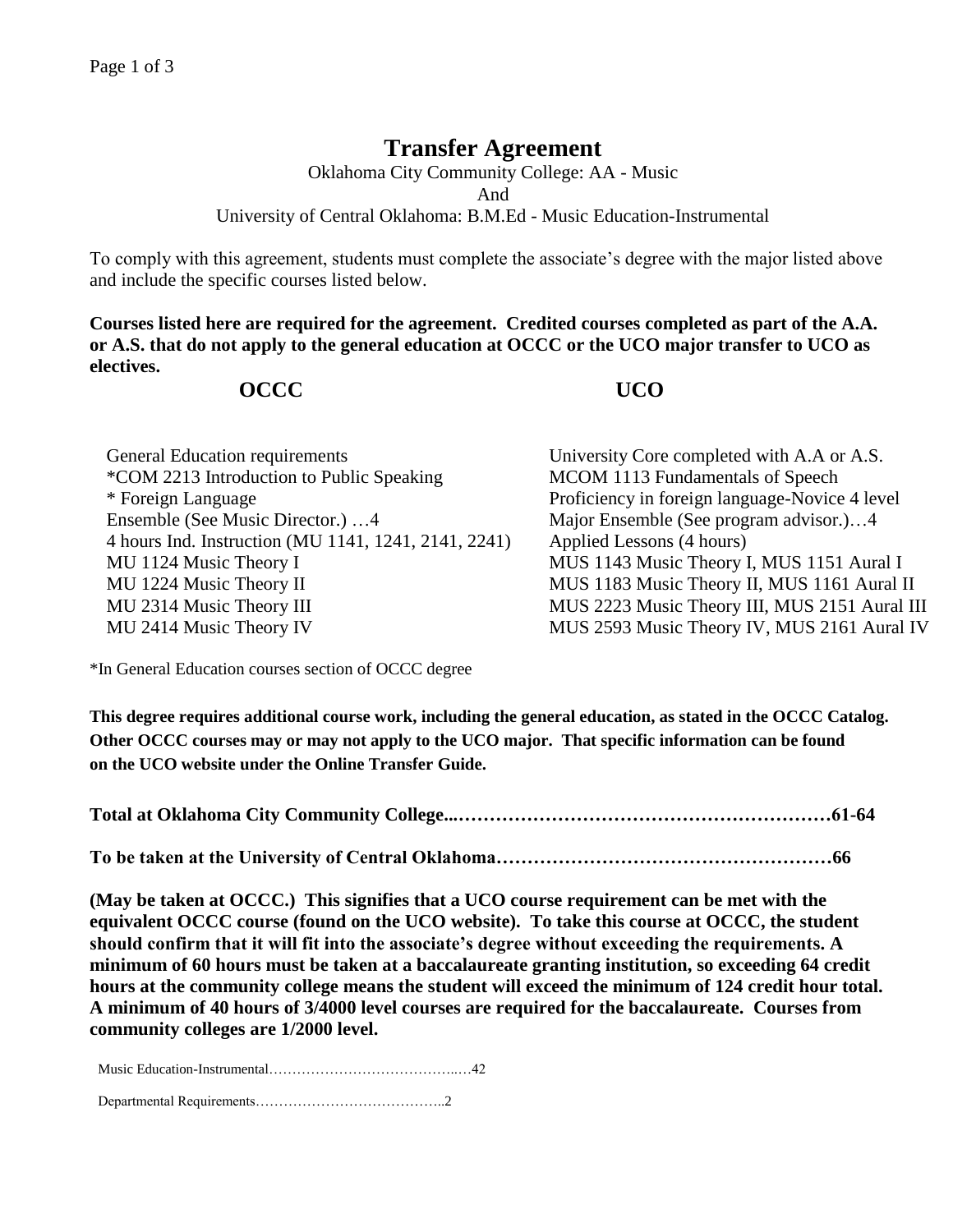# Transfer Agreement

Oklahoma City Community College: AA - Music
And
University of Central Oklahoma: B.M.Ed - Music Education-Instrumental

To comply with this agreement, students must complete the associate's degree with the major listed above and include the specific courses listed below.

**Courses listed here are required for the agreement. Credited courses completed as part of the A.A. or A.S. that do not apply to the general education at OCCC or the UCO major transfer to UCO as electives.**

| OCCC | UCO |
|---|---|
| General Education requirements | University Core completed with A.A or A.S. |
| *COM 2213 Introduction to Public Speaking | MCOM 1113 Fundamentals of Speech |
| * Foreign Language | Proficiency in foreign language-Novice 4 level |
| Ensemble (See Music Director.) …4 | Major Ensemble (See program advisor.)…4 |
| 4 hours Ind. Instruction (MU 1141, 1241, 2141, 2241) | Applied Lessons (4 hours) |
| MU 1124 Music Theory I | MUS 1143 Music Theory I, MUS 1151 Aural I |
| MU 1224 Music Theory II | MUS 1183 Music Theory II, MUS 1161 Aural II |
| MU 2314 Music Theory III | MUS 2223 Music Theory III, MUS 2151 Aural III |
| MU 2414 Music Theory IV | MUS 2593 Music Theory IV, MUS 2161 Aural IV |

*In General Education courses section of OCCC degree

**This degree requires additional course work, including the general education, as stated in the OCCC Catalog. Other OCCC courses may or may not apply to the UCO major. That specific information can be found on the UCO website under the Online Transfer Guide.**

**Total at Oklahoma City Community College...……………………………………………………61-64**

**To be taken at the University of Central Oklahoma………………………………………………66**

**(May be taken at OCCC.) This signifies that a UCO course requirement can be met with the equivalent OCCC course (found on the UCO website). To take this course at OCCC, the student should confirm that it will fit into the associate's degree without exceeding the requirements. A minimum of 60 hours must be taken at a baccalaureate granting institution, so exceeding 64 credit hours at the community college means the student will exceed the minimum of 124 credit hour total. A minimum of 40 hours of 3/4000 level courses are required for the baccalaureate. Courses from community colleges are 1/2000 level.**

Music Education-Instrumental……………………………………..…42

Departmental Requirements…………………………………..2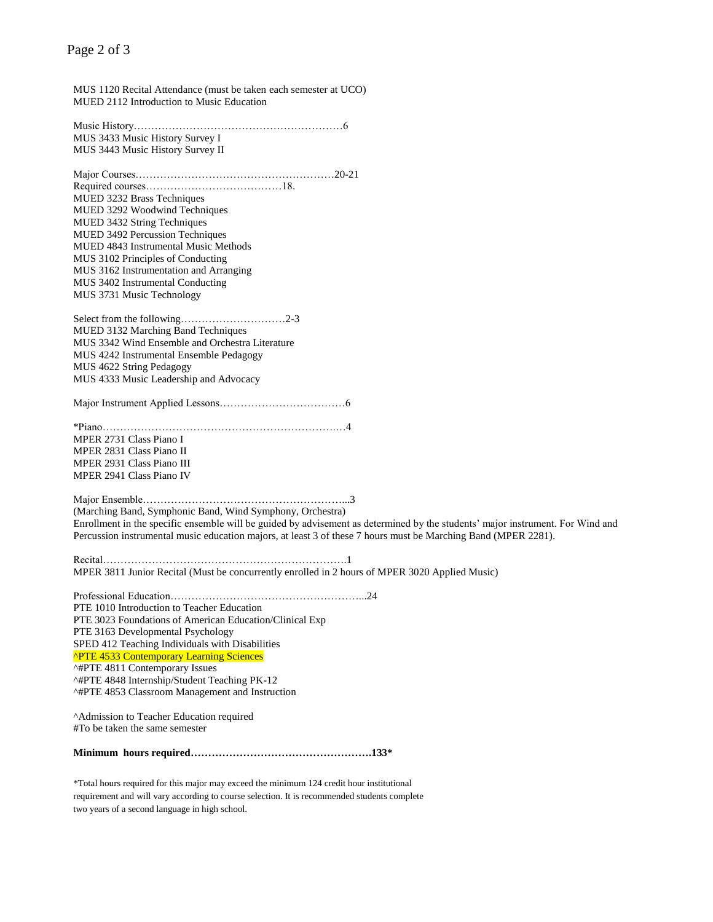MUS 1120 Recital Attendance (must be taken each semester at UCO)
MUED 2112 Introduction to Music Education

Music History……………………………………………………6
MUS 3433 Music History Survey I
MUS 3443 Music History Survey II

Major Courses…………………………………………………20-21
Required courses…………………………………18.
MUED 3232 Brass Techniques
MUED 3292 Woodwind Techniques
MUED 3432 String Techniques
MUED 3492 Percussion Techniques
MUED 4843 Instrumental Music Methods
MUS 3102 Principles of Conducting
MUS 3162 Instrumentation and Arranging
MUS 3402 Instrumental Conducting
MUS 3731 Music Technology

Select from the following…………………………2-3
MUED 3132 Marching Band Techniques
MUS 3342 Wind Ensemble and Orchestra Literature
MUS 4242 Instrumental Ensemble Pedagogy
MUS 4622 String Pedagogy
MUS 4333 Music Leadership and Advocacy

Major Instrument Applied Lessons………………………………6

*Piano……………………………………………………………4
MPER 2731 Class Piano I
MPER 2831 Class Piano II
MPER 2931 Class Piano III
MPER 2941 Class Piano IV

Major Ensemble…………………………………………………...3
(Marching Band, Symphonic Band, Wind Symphony, Orchestra)
Enrollment in the specific ensemble will be guided by advisement as determined by the students' major instrument. For Wind and Percussion instrumental music education majors, at least 3 of these 7 hours must be Marching Band (MPER 2281).

Recital……………………………………………………………1
MPER 3811 Junior Recital (Must be concurrently enrolled in 2 hours of MPER 3020 Applied Music)

Professional Education………………………………………………...24
PTE 1010 Introduction to Teacher Education
PTE 3023 Foundations of American Education/Clinical Exp
PTE 3163 Developmental Psychology
SPED 412 Teaching Individuals with Disabilities
^PTE 4533 Contemporary Learning Sciences
^#PTE 4811 Contemporary Issues
^#PTE 4848 Internship/Student Teaching PK-12
^#PTE 4853 Classroom Management and Instruction

^Admission to Teacher Education required
#To be taken the same semester

**Minimum hours required…………………………………………….133***

*Total hours required for this major may exceed the minimum 124 credit hour institutional requirement and will vary according to course selection. It is recommended students complete two years of a second language in high school.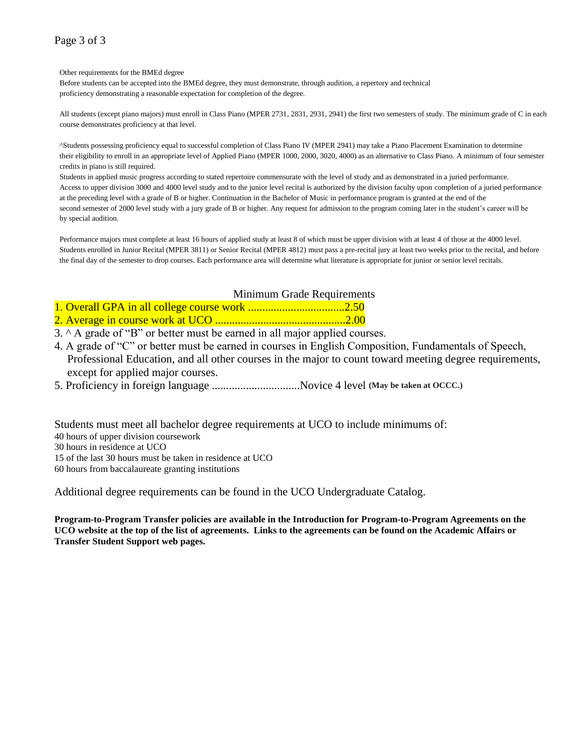Other requirements for the BMEd degree

Before students can be accepted into the BMEd degree, they must demonstrate, through audition, a repertory and technical proficiency demonstrating a reasonable expectation for completion of the degree.

All students (except piano majors) must enroll in Class Piano (MPER 2731, 2831, 2931, 2941) the first two semesters of study. The minimum grade of C in each course demonstrates proficiency at that level.

^Students possessing proficiency equal to successful completion of Class Piano IV (MPER 2941) may take a Piano Placement Examination to determine their eligibility to enroll in an appropriate level of Applied Piano (MPER 1000, 2000, 3020, 4000) as an alternative to Class Piano. A minimum of four semester credits in piano is still required.

Students in applied music progress according to stated repertoire commensurate with the level of study and as demonstrated in a juried performance. Access to upper division 3000 and 4000 level study and to the junior level recital is authorized by the division faculty upon completion of a juried performance at the preceding level with a grade of B or higher. Continuation in the Bachelor of Music in performance program is granted at the end of the second semester of 2000 level study with a jury grade of B or higher. Any request for admission to the program coming later in the student's career will be by special audition.

Performance majors must complete at least 16 hours of applied study at least 8 of which must be upper division with at least 4 of those at the 4000 level. Students enrolled in Junior Recital (MPER 3811) or Senior Recital (MPER 4812) must pass a pre-recital jury at least two weeks prior to the recital, and before the final day of the semester to drop courses. Each performance area will determine what literature is appropriate for junior or senior level recitals.

## Minimum Grade Requirements

1. Overall GPA in all college course work ..................................2.50
2. Average in course work at UCO .............................................2.00
3. ^ A grade of "B" or better must be earned in all major applied courses.
4. A grade of "C" or better must be earned in courses in English Composition, Fundamentals of Speech, Professional Education, and all other courses in the major to count toward meeting degree requirements, except for applied major courses.
5. Proficiency in foreign language ...............................Novice 4 level **(May be taken at OCCC.)**

Students must meet all bachelor degree requirements at UCO to include minimums of:

40 hours of upper division coursework
30 hours in residence at UCO
15 of the last 30 hours must be taken in residence at UCO
60 hours from baccalaureate granting institutions

Additional degree requirements can be found in the UCO Undergraduate Catalog.

**Program-to-Program Transfer policies are available in the Introduction for Program-to-Program Agreements on the UCO website at the top of the list of agreements. Links to the agreements can be found on the Academic Affairs or Transfer Student Support web pages.**